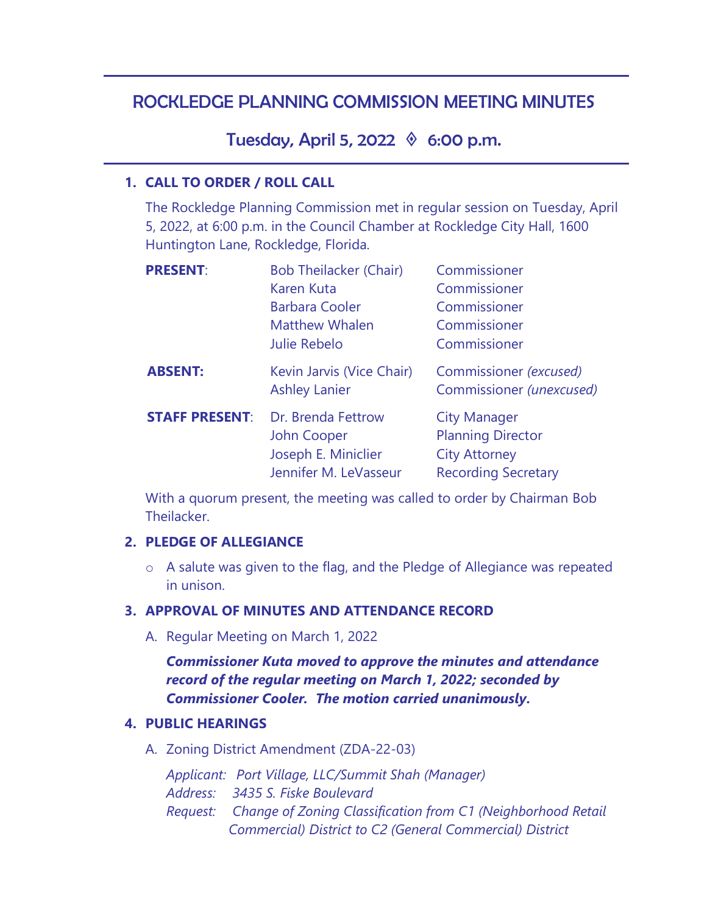# ROCKLEDGE PLANNING COMMISSION MEETING MINUTES

## Tuesday, April 5, 2022 ◊ 6:00 p.m.

### 1. CALL TO ORDER / ROLL CALL

The Rockledge Planning Commission met in regular session on Tuesday, April 5, 2022, at 6:00 p.m. in the Council Chamber at Rockledge City Hall, 1600 Huntington Lane, Rockledge, Florida.

| | | |
|---|---|---|
| **PRESENT**: | Bob Theilacker (Chair) | Commissioner |
| | Karen Kuta | Commissioner |
| | Barbara Cooler | Commissioner |
| | Matthew Whalen | Commissioner |
| | Julie Rebelo | Commissioner |
| **ABSENT:** | Kevin Jarvis (Vice Chair) | Commissioner *(excused)* |
| | Ashley Lanier | Commissioner *(unexcused)* |
| **STAFF PRESENT**: | Dr. Brenda Fettrow | City Manager |
| | John Cooper | Planning Director |
| | Joseph E. Miniclier | City Attorney |
| | Jennifer M. LeVasseur | Recording Secretary |

With a quorum present, the meeting was called to order by Chairman Bob Theilacker.

### 2. PLEDGE OF ALLEGIANCE

- A salute was given to the flag, and the Pledge of Allegiance was repeated in unison.

### 3. APPROVAL OF MINUTES AND ATTENDANCE RECORD

A. Regular Meeting on March 1, 2022

***Commissioner Kuta moved to approve the minutes and attendance record of the regular meeting on March 1, 2022; seconded by Commissioner Cooler. The motion carried unanimously.***

### 4. PUBLIC HEARINGS

A. Zoning District Amendment (ZDA-22-03)

*Applicant: Port Village, LLC/Summit Shah (Manager)*
*Address: 3435 S. Fiske Boulevard*
*Request: Change of Zoning Classification from C1 (Neighborhood Retail Commercial) District to C2 (General Commercial) District*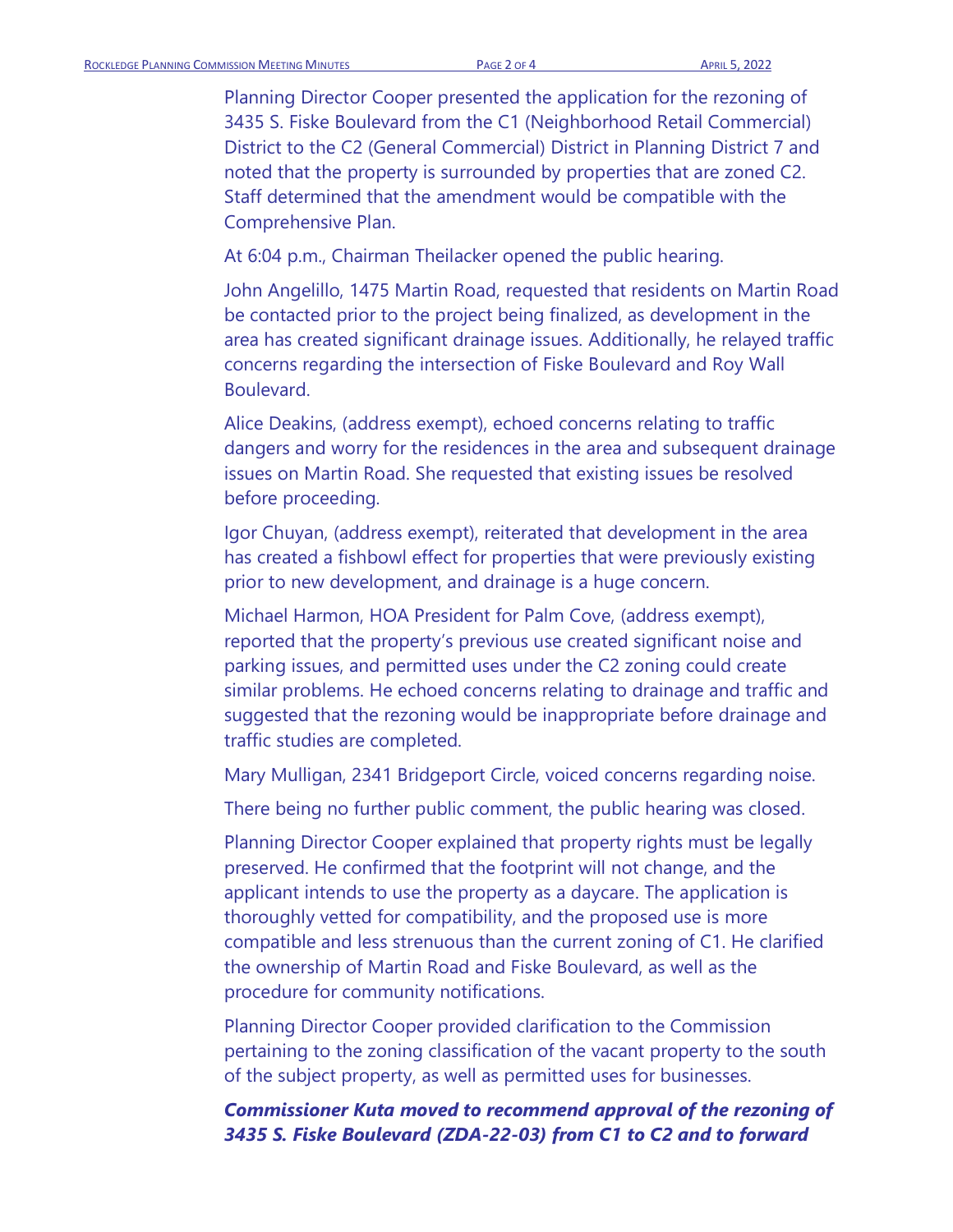Planning Director Cooper presented the application for the rezoning of 3435 S. Fiske Boulevard from the C1 (Neighborhood Retail Commercial) District to the C2 (General Commercial) District in Planning District 7 and noted that the property is surrounded by properties that are zoned C2. Staff determined that the amendment would be compatible with the Comprehensive Plan.

At 6:04 p.m., Chairman Theilacker opened the public hearing.

John Angelillo, 1475 Martin Road, requested that residents on Martin Road be contacted prior to the project being finalized, as development in the area has created significant drainage issues. Additionally, he relayed traffic concerns regarding the intersection of Fiske Boulevard and Roy Wall Boulevard.

Alice Deakins, (address exempt), echoed concerns relating to traffic dangers and worry for the residences in the area and subsequent drainage issues on Martin Road. She requested that existing issues be resolved before proceeding.

Igor Chuyan, (address exempt), reiterated that development in the area has created a fishbowl effect for properties that were previously existing prior to new development, and drainage is a huge concern.

Michael Harmon, HOA President for Palm Cove, (address exempt), reported that the property's previous use created significant noise and parking issues, and permitted uses under the C2 zoning could create similar problems. He echoed concerns relating to drainage and traffic and suggested that the rezoning would be inappropriate before drainage and traffic studies are completed.

Mary Mulligan, 2341 Bridgeport Circle, voiced concerns regarding noise.

There being no further public comment, the public hearing was closed.

Planning Director Cooper explained that property rights must be legally preserved. He confirmed that the footprint will not change, and the applicant intends to use the property as a daycare. The application is thoroughly vetted for compatibility, and the proposed use is more compatible and less strenuous than the current zoning of C1. He clarified the ownership of Martin Road and Fiske Boulevard, as well as the procedure for community notifications.

Planning Director Cooper provided clarification to the Commission pertaining to the zoning classification of the vacant property to the south of the subject property, as well as permitted uses for businesses.

***Commissioner Kuta moved to recommend approval of the rezoning of 3435 S. Fiske Boulevard (ZDA-22-03) from C1 to C2 and to forward***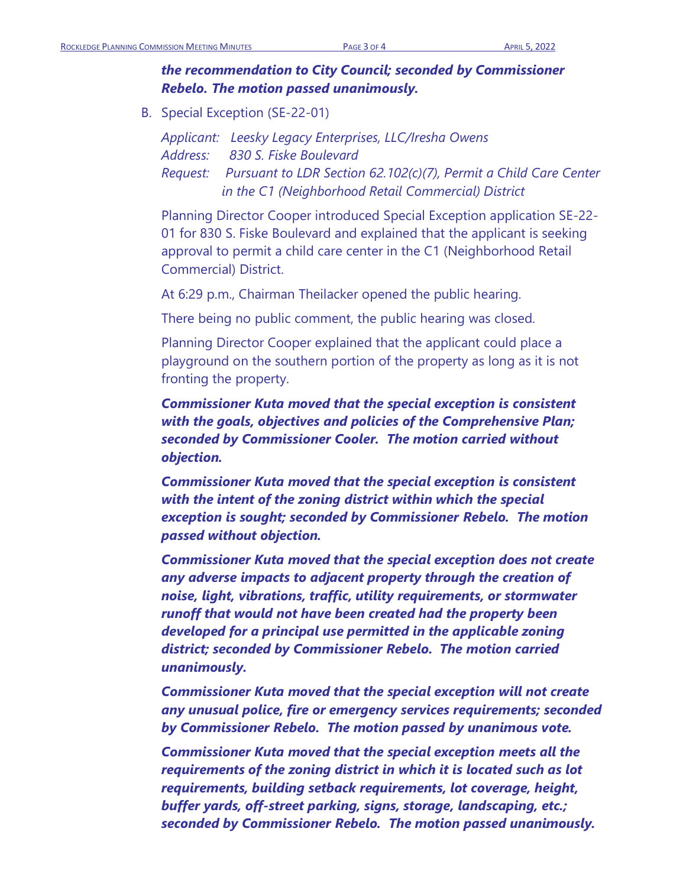***the recommendation to City Council; seconded by Commissioner Rebelo. The motion passed unanimously.***

B. Special Exception (SE-22-01)

*Applicant: Leesky Legacy Enterprises, LLC/Iresha Owens*
*Address: 830 S. Fiske Boulevard*
*Request: Pursuant to LDR Section 62.102(c)(7), Permit a Child Care Center in the C1 (Neighborhood Retail Commercial) District*

Planning Director Cooper introduced Special Exception application SE-22-01 for 830 S. Fiske Boulevard and explained that the applicant is seeking approval to permit a child care center in the C1 (Neighborhood Retail Commercial) District.

At 6:29 p.m., Chairman Theilacker opened the public hearing.

There being no public comment, the public hearing was closed.

Planning Director Cooper explained that the applicant could place a playground on the southern portion of the property as long as it is not fronting the property.

***Commissioner Kuta moved that the special exception is consistent with the goals, objectives and policies of the Comprehensive Plan; seconded by Commissioner Cooler. The motion carried without objection.***

***Commissioner Kuta moved that the special exception is consistent with the intent of the zoning district within which the special exception is sought; seconded by Commissioner Rebelo. The motion passed without objection.***

***Commissioner Kuta moved that the special exception does not create any adverse impacts to adjacent property through the creation of noise, light, vibrations, traffic, utility requirements, or stormwater runoff that would not have been created had the property been developed for a principal use permitted in the applicable zoning district; seconded by Commissioner Rebelo. The motion carried unanimously.***

***Commissioner Kuta moved that the special exception will not create any unusual police, fire or emergency services requirements; seconded by Commissioner Rebelo. The motion passed by unanimous vote.***

***Commissioner Kuta moved that the special exception meets all the requirements of the zoning district in which it is located such as lot requirements, building setback requirements, lot coverage, height, buffer yards, off-street parking, signs, storage, landscaping, etc.; seconded by Commissioner Rebelo. The motion passed unanimously.***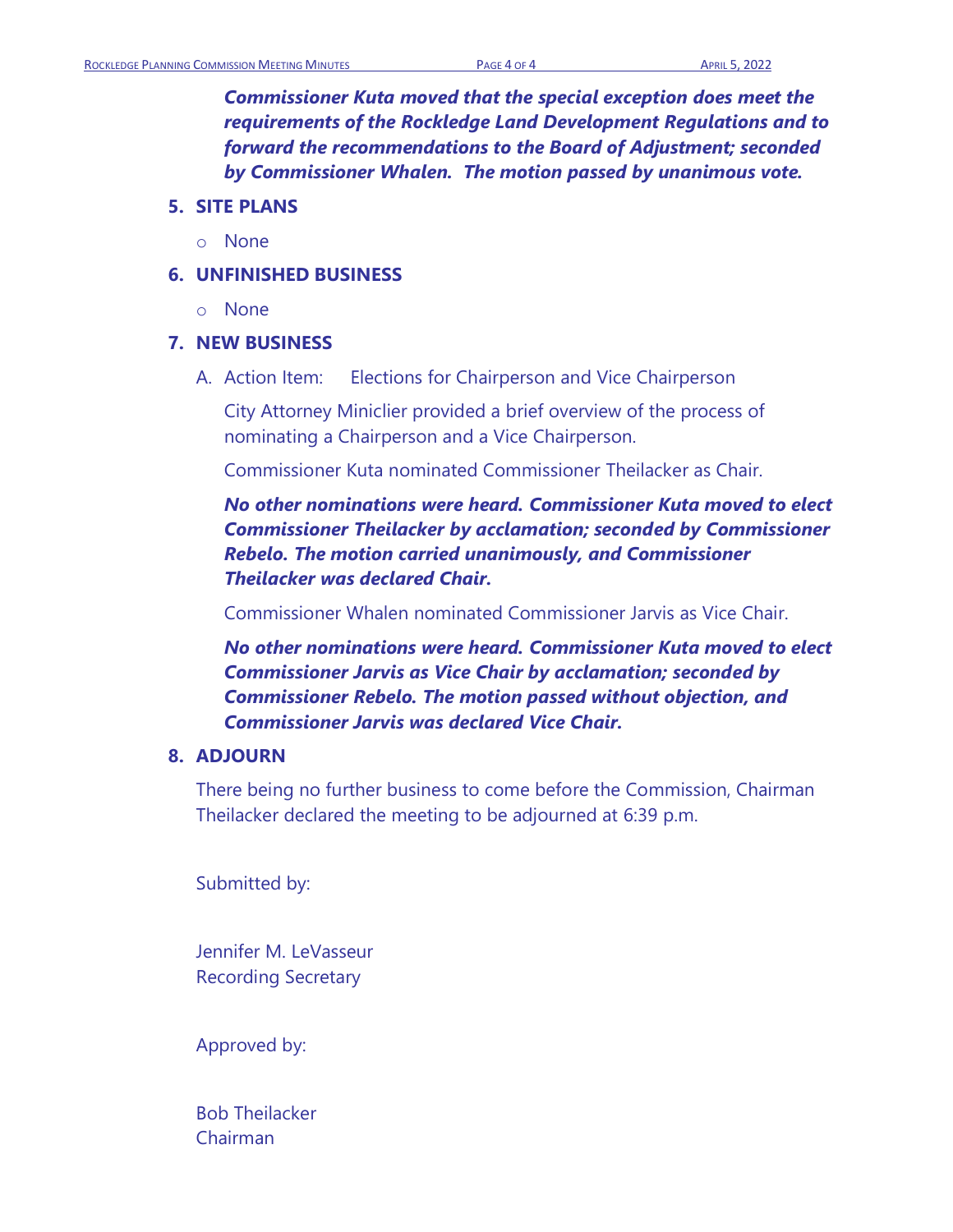***Commissioner Kuta moved that the special exception does meet the requirements of the Rockledge Land Development Regulations and to forward the recommendations to the Board of Adjustment; seconded by Commissioner Whalen. The motion passed by unanimous vote.***

## 5. SITE PLANS

- None

## 6. UNFINISHED BUSINESS

- None

## 7. NEW BUSINESS

A. Action Item: Elections for Chairperson and Vice Chairperson

City Attorney Miniclier provided a brief overview of the process of nominating a Chairperson and a Vice Chairperson.

Commissioner Kuta nominated Commissioner Theilacker as Chair.

***No other nominations were heard. Commissioner Kuta moved to elect Commissioner Theilacker by acclamation; seconded by Commissioner Rebelo. The motion carried unanimously, and Commissioner Theilacker was declared Chair.***

Commissioner Whalen nominated Commissioner Jarvis as Vice Chair.

***No other nominations were heard. Commissioner Kuta moved to elect Commissioner Jarvis as Vice Chair by acclamation; seconded by Commissioner Rebelo. The motion passed without objection, and Commissioner Jarvis was declared Vice Chair.***

## 8. ADJOURN

There being no further business to come before the Commission, Chairman Theilacker declared the meeting to be adjourned at 6:39 p.m.

Submitted by:

Jennifer M. LeVasseur
Recording Secretary

Approved by:

Bob Theilacker
Chairman